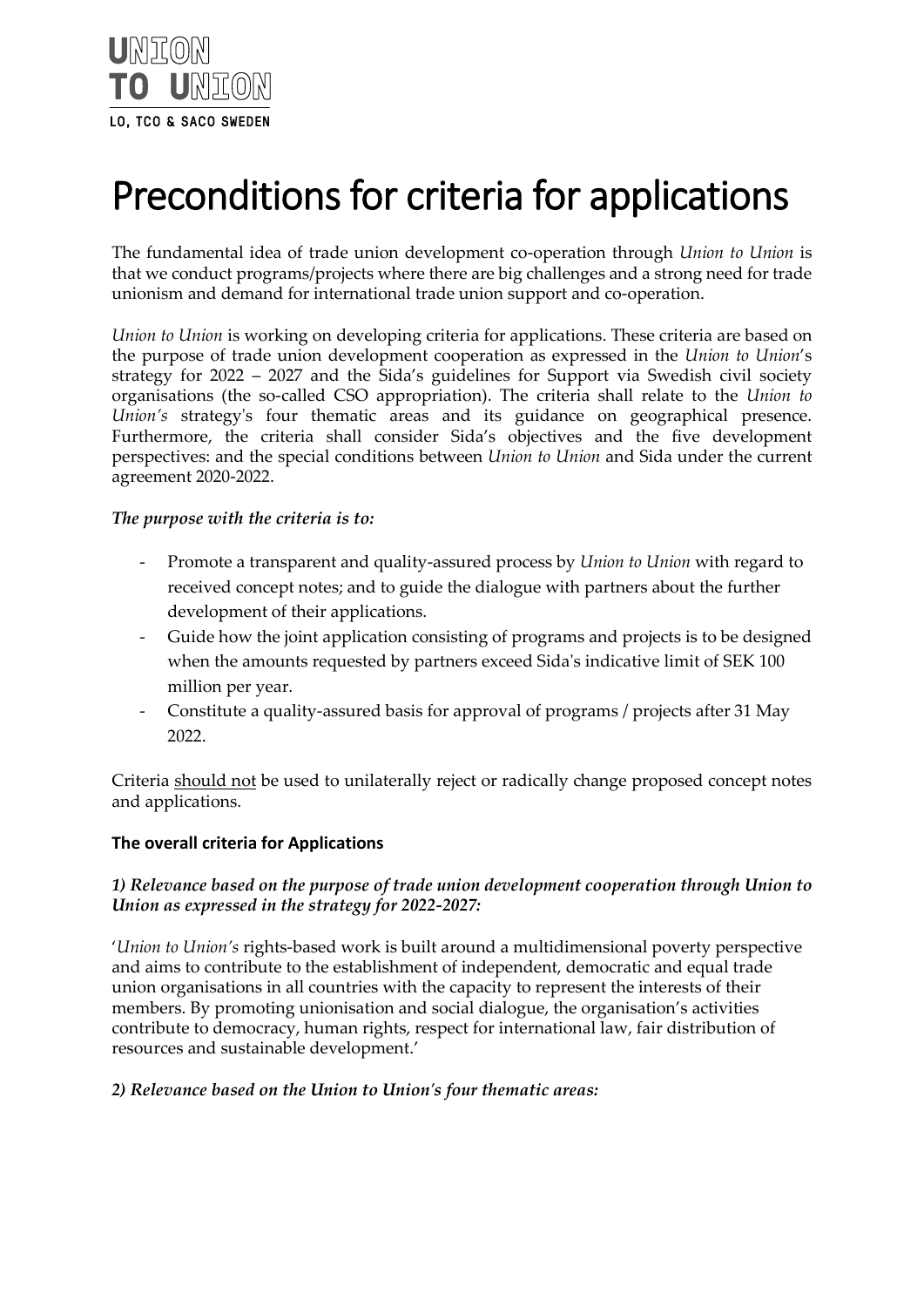UNION
TO UNION
LO, TCO & SACO SWEDEN

# Preconditions for criteria for applications

The fundamental idea of trade union development co-operation through *Union to Union* is that we conduct programs/projects where there are big challenges and a strong need for trade unionism and demand for international trade union support and co-operation.

*Union to Union* is working on developing criteria for applications. These criteria are based on the purpose of trade union development cooperation as expressed in the *Union to Union*'s strategy for 2022 – 2027 and the Sida's guidelines for Support via Swedish civil society organisations (the so-called CSO appropriation). The criteria shall relate to the *Union to Union's* strategy's four thematic areas and its guidance on geographical presence. Furthermore, the criteria shall consider Sida's objectives and the five development perspectives: and the special conditions between *Union to Union* and Sida under the current agreement 2020-2022.

***The purpose with the criteria is to:***

- Promote a transparent and quality-assured process by *Union to Union* with regard to received concept notes; and to guide the dialogue with partners about the further development of their applications.
- Guide how the joint application consisting of programs and projects is to be designed when the amounts requested by partners exceed Sida's indicative limit of SEK 100 million per year.
- Constitute a quality-assured basis for approval of programs / projects after 31 May 2022.

Criteria should not be used to unilaterally reject or radically change proposed concept notes and applications.

### The overall criteria for Applications

***1) Relevance based on the purpose of trade union development cooperation through Union to Union as expressed in the strategy for 2022-2027:***

'*Union to Union's* rights-based work is built around a multidimensional poverty perspective and aims to contribute to the establishment of independent, democratic and equal trade union organisations in all countries with the capacity to represent the interests of their members. By promoting unionisation and social dialogue, the organisation's activities contribute to democracy, human rights, respect for international law, fair distribution of resources and sustainable development.'

***2) Relevance based on the Union to Union's four thematic areas:***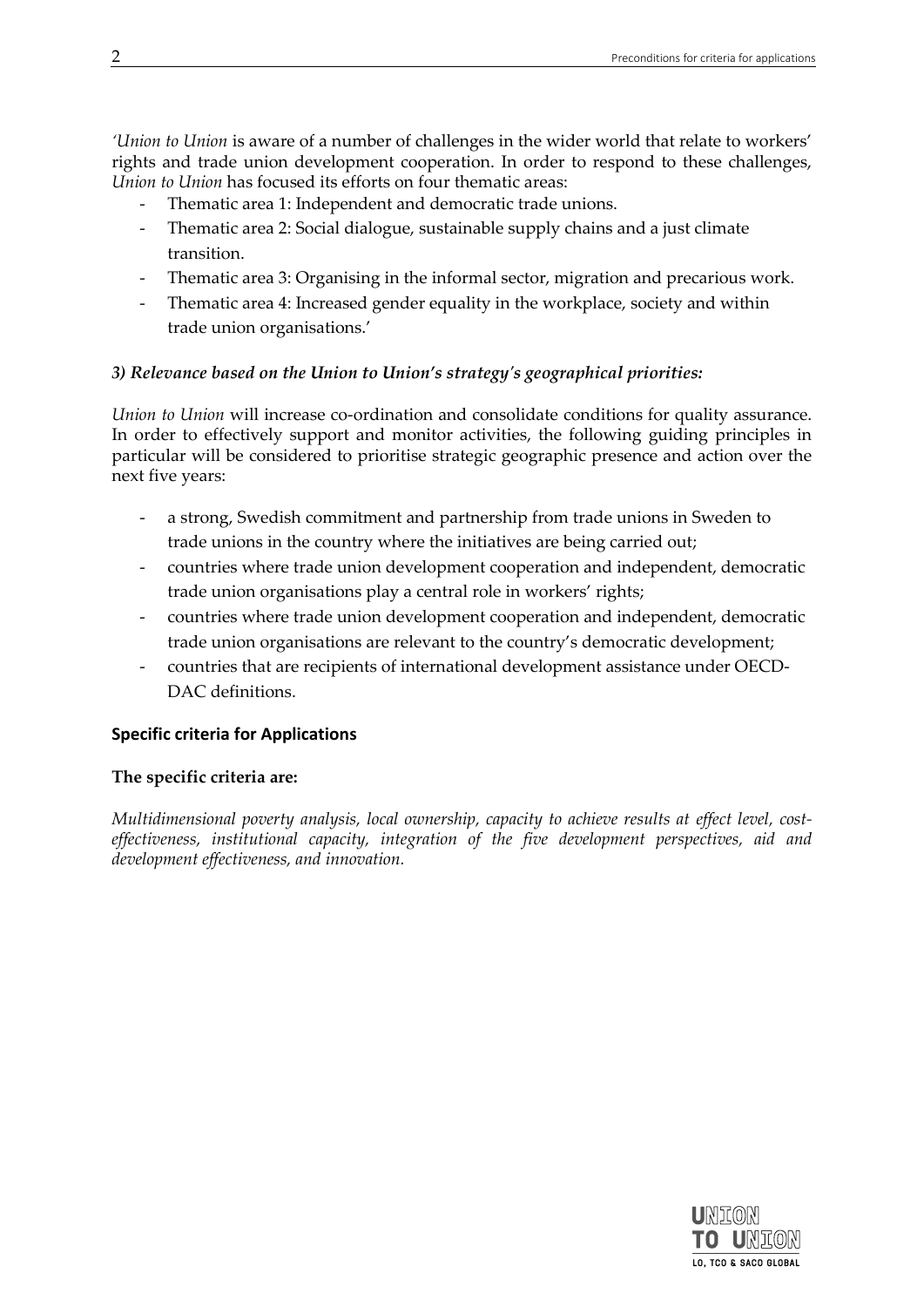*'Union to Union* is aware of a number of challenges in the wider world that relate to workers' rights and trade union development cooperation. In order to respond to these challenges, *Union to Union* has focused its efforts on four thematic areas:

- Thematic area 1: Independent and democratic trade unions.
- Thematic area 2: Social dialogue, sustainable supply chains and a just climate transition.
- Thematic area 3: Organising in the informal sector, migration and precarious work.
- Thematic area 4: Increased gender equality in the workplace, society and within trade union organisations.'

***3) Relevance based on the Union to Union's strategy's geographical priorities:***

*Union to Union* will increase co-ordination and consolidate conditions for quality assurance. In order to effectively support and monitor activities, the following guiding principles in particular will be considered to prioritise strategic geographic presence and action over the next five years:

- a strong, Swedish commitment and partnership from trade unions in Sweden to trade unions in the country where the initiatives are being carried out;
- countries where trade union development cooperation and independent, democratic trade union organisations play a central role in workers' rights;
- countries where trade union development cooperation and independent, democratic trade union organisations are relevant to the country's democratic development;
- countries that are recipients of international development assistance under OECD-DAC definitions.

## Specific criteria for Applications

**The specific criteria are:**

*Multidimensional poverty analysis, local ownership, capacity to achieve results at effect level, cost-effectiveness, institutional capacity, integration of the five development perspectives, aid and development effectiveness, and innovation.*